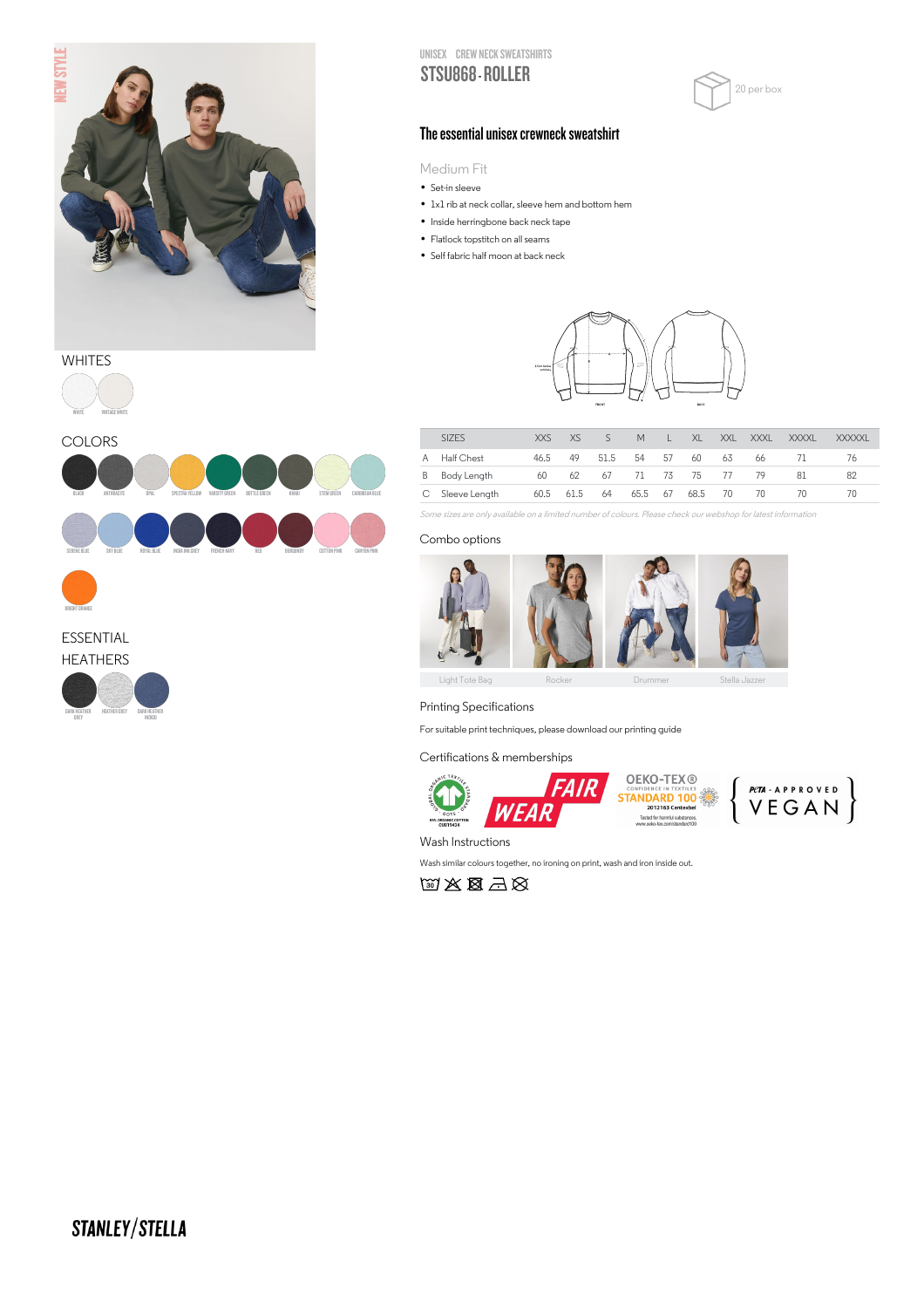NEW STYLE

UNISEX CREW NECK SWEATSHIRTS

# STSU868 - ROLLER

20 per box

## The essential unisex crewneck sweatshirt

### Medium Fit

- Set-in sleeve
- 1x1 rib at neck collar, sleeve hem and bottom hem
- Inside herringbone back neck tape
- Flatlock topstitch on all seams
- Self fabric half moon at back neck

WHITES

WHITE, VINTAGE WHITE

COLORS

BLACK, ANTHRACITE, OPAL, SPECTRA YELLOW, VARSITY GREEN, BOTTLE GREEN, KHAKI, STEM GREEN, CARIBBEAN BLUE, SERENE BLUE, SKY BLUE, ROYAL BLUE, INDIA INK GREY, FRENCH NAVY, RED, BURGUNDY, COTTON PINK, CANYON PINK, BRIGHT ORANGE

ESSENTIAL HEATHERS

DARK HEATHER GREY, HEATHER GREY, DARK HEATHER INDIGO

| | SIZES | XXS | XS | S | M | L | XL | XXL | XXXL | XXXXL | XXXXXL |
|---|---|---|---|---|---|---|---|---|---|---|---|
| A | Half Chest | 46.5 | 49 | 51.5 | 54 | 57 | 60 | 63 | 66 | 71 | 76 |
| B | Body Length | 60 | 62 | 67 | 71 | 73 | 75 | 77 | 79 | 81 | 82 |
| C | Sleeve Length | 60.5 | 61.5 | 64 | 65.5 | 67 | 68.5 | 70 | 70 | 70 | 70 |

*Some sizes are only available on a limited number of colours. Please check our webshop for latest information*

### Combo options

Light Tote Bag, Rocker, Drummer, Stella Jazzer

### Printing Specifications

For suitable print techniques, please download our printing guide

### Certifications & memberships

GOTS — 99% ORGANIC COTTON CU815424; FAIR WEAR; OEKO-TEX® STANDARD 100 2012163 Centexbel — Tested for harmful substances, www.oeko-tex.com/standard100; PETA-APPROVED VEGAN

### Wash Instructions

Wash similar colours together, no ironing on print, wash and iron inside out.

STANLEY/STELLA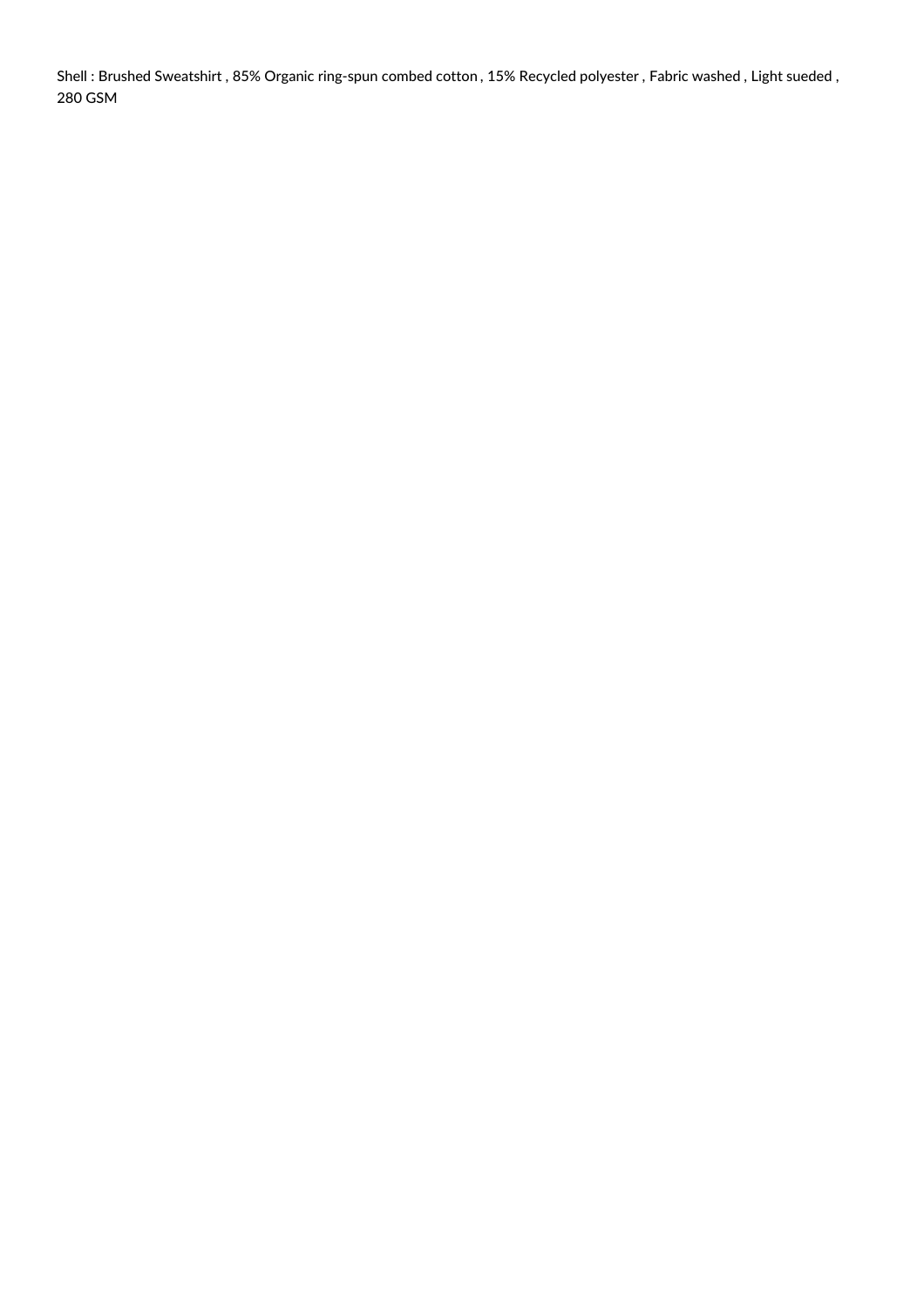Shell : Brushed Sweatshirt , 85% Organic ring-spun combed cotton , 15% Recycled polyester , Fabric washed , Light sueded , 280 GSM